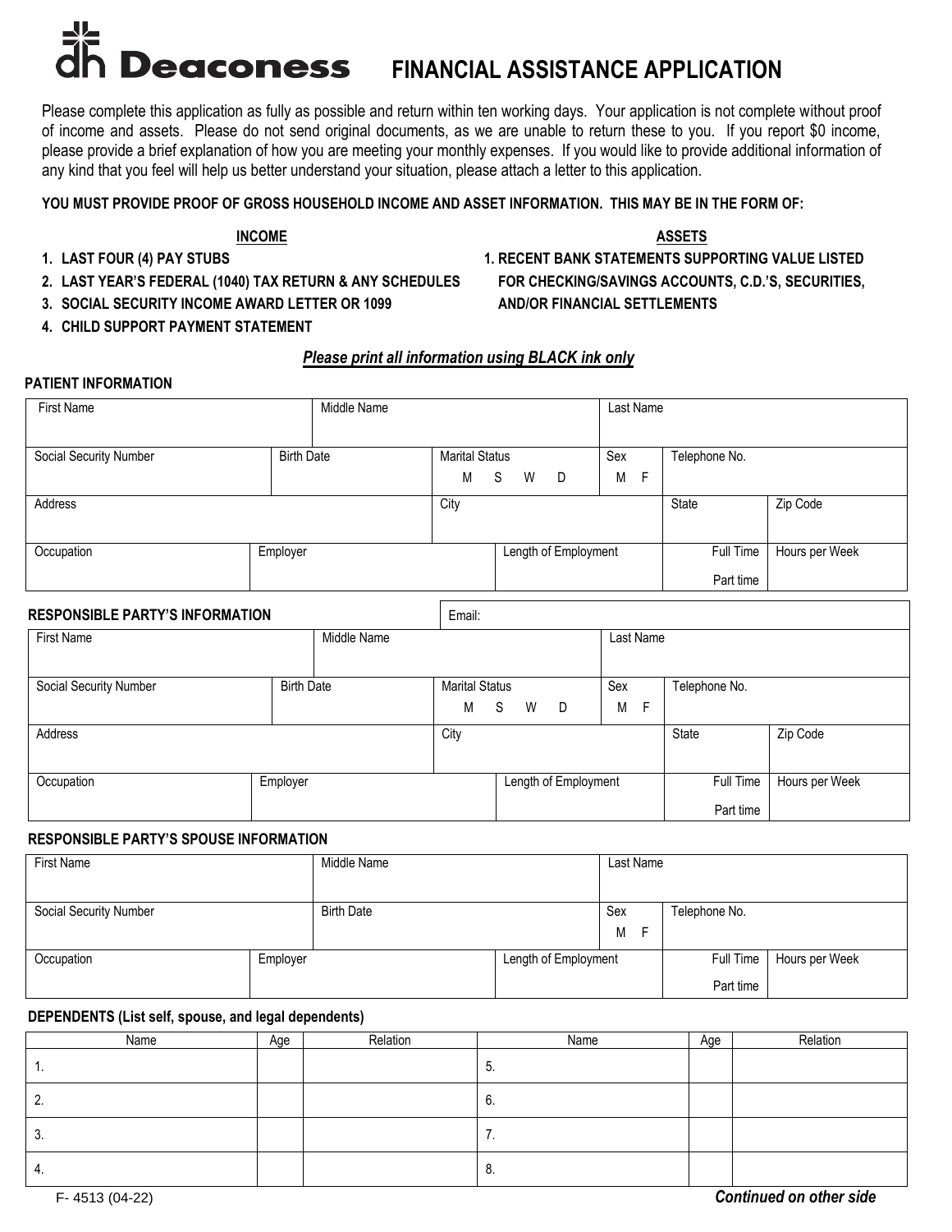# Deaconess FINANCIAL ASSISTANCE APPLICATION

Please complete this application as fully as possible and return within ten working days. Your application is not complete without proof of income and assets. Please do not send original documents, as we are unable to return these to you. If you report $0 income, please provide a brief explanation of how you are meeting your monthly expenses. If you would like to provide additional information of any kind that you feel will help us better understand your situation, please attach a letter to this application.

**YOU MUST PROVIDE PROOF OF GROSS HOUSEHOLD INCOME AND ASSET INFORMATION. THIS MAY BE IN THE FORM OF:**

**INCOME**

1. **LAST FOUR (4) PAY STUBS**
2. **LAST YEAR'S FEDERAL (1040) TAX RETURN & ANY SCHEDULES**
3. **SOCIAL SECURITY INCOME AWARD LETTER OR 1099**
4. **CHILD SUPPORT PAYMENT STATEMENT**

**ASSETS**

1. **RECENT BANK STATEMENTS SUPPORTING VALUE LISTED FOR CHECKING/SAVINGS ACCOUNTS, C.D.'S, SECURITIES, AND/OR FINANCIAL SETTLEMENTS**

***Please print all information using BLACK ink only***

**PATIENT INFORMATION**

| First Name | Middle Name | Last Name | | |
|---|---|---|---|---|
| | | | | |
| Social Security Number | Birth Date | Marital Status M S W D | Sex M F | Telephone No. |
| Address | | City | State | Zip Code |
| Occupation | Employer | Length of Employment | Full Time / Part time | Hours per Week |

**RESPONSIBLE PARTY'S INFORMATION** Email:

| First Name | Middle Name | Last Name | | |
|---|---|---|---|---|
| | | | | |
| Social Security Number | Birth Date | Marital Status M S W D | Sex M F | Telephone No. |
| Address | | City | State | Zip Code |
| Occupation | Employer | Length of Employment | Full Time / Part time | Hours per Week |

**RESPONSIBLE PARTY'S SPOUSE INFORMATION**

| First Name | Middle Name | Last Name | | |
|---|---|---|---|---|
| | | | | |
| Social Security Number | Birth Date | Sex M F | Telephone No. | |
| Occupation | Employer | Length of Employment | Full Time / Part time | Hours per Week |

**DEPENDENTS (List self, spouse, and legal dependents)**

| Name | Age | Relation | Name | Age | Relation |
|---|---|---|---|---|---|
| 1. | | | 5. | | |
| 2. | | | 6. | | |
| 3. | | | 7. | | |
| 4. | | | 8. | | |

F- 4513 (04-22)

***Continued on other side***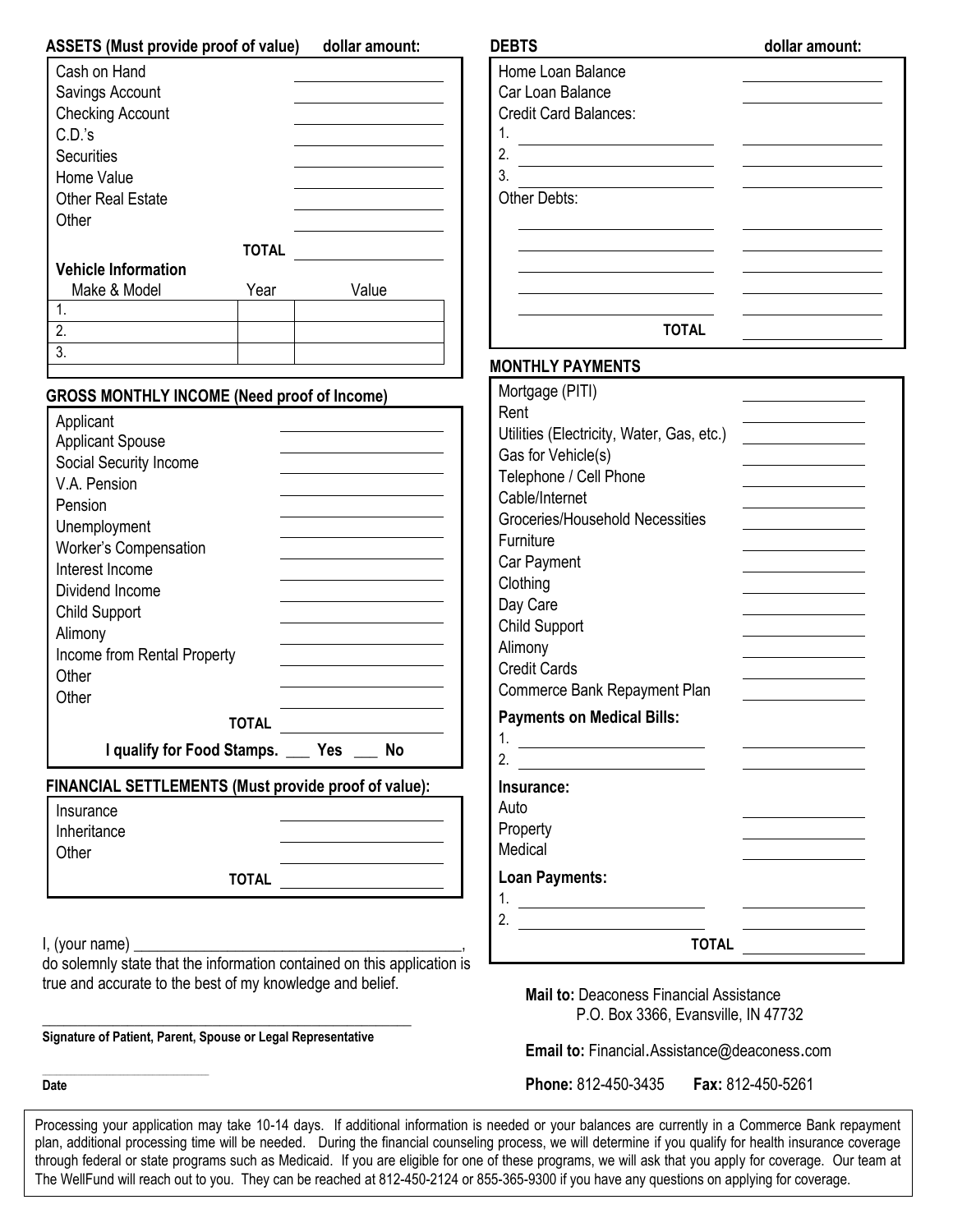## ASSETS (Must provide proof of value)

| | dollar amount: |
|---|---|
| Cash on Hand | |
| Savings Account | |
| Checking Account | |
| C.D.'s | |
| Securities | |
| Home Value | |
| Other Real Estate | |
| Other | |
| **TOTAL** | |

**Vehicle Information**

| Make & Model | Year | Value |
|---|---|---|
| 1. | | |
| 2. | | |
| 3. | | |

## GROSS MONTHLY INCOME (Need proof of Income)

| | |
|---|---|
| Applicant | |
| Applicant Spouse | |
| Social Security Income | |
| V.A. Pension | |
| Pension | |
| Unemployment | |
| Worker's Compensation | |
| Interest Income | |
| Dividend Income | |
| Child Support | |
| Alimony | |
| Income from Rental Property | |
| Other | |
| Other | |
| **TOTAL** | |

**I qualify for Food Stamps. ___ Yes ___ No**

## FINANCIAL SETTLEMENTS (Must provide proof of value):

| | |
|---|---|
| Insurance | |
| Inheritance | |
| Other | |
| **TOTAL** | |

I, (your name) ___________________________________________,
do solemnly state that the information contained on this application is true and accurate to the best of my knowledge and belief.

_______________________________________________
**Signature of Patient, Parent, Spouse or Legal Representative**

_______________________
**Date**

## DEBTS

| | dollar amount: |
|---|---|
| Home Loan Balance | |
| Car Loan Balance | |
| Credit Card Balances: | |
| 1. | |
| 2. | |
| 3. | |
| Other Debts: | |
| | |
| | |
| | |
| | |
| | |
| **TOTAL** | |

## MONTHLY PAYMENTS

| | |
|---|---|
| Mortgage (PITI) | |
| Rent | |
| Utilities (Electricity, Water, Gas, etc.) | |
| Gas for Vehicle(s) | |
| Telephone / Cell Phone | |
| Cable/Internet | |
| Groceries/Household Necessities | |
| Furniture | |
| Car Payment | |
| Clothing | |
| Day Care | |
| Child Support | |
| Alimony | |
| Credit Cards | |
| Commerce Bank Repayment Plan | |
| **Payments on Medical Bills:** | |
| 1. | |
| 2. | |
| **Insurance:** | |
| Auto | |
| Property | |
| Medical | |
| **Loan Payments:** | |
| 1. | |
| 2. | |
| **TOTAL** | |

**Mail to:** Deaconess Financial Assistance
P.O. Box 3366, Evansville, IN 47732

**Email to:** Financial.Assistance@deaconess.com

**Phone:** 812-450-3435 **Fax:** 812-450-5261

Processing your application may take 10-14 days. If additional information is needed or your balances are currently in a Commerce Bank repayment plan, additional processing time will be needed. During the financial counseling process, we will determine if you qualify for health insurance coverage through federal or state programs such as Medicaid. If you are eligible for one of these programs, we will ask that you apply for coverage. Our team at The WellFund will reach out to you. They can be reached at 812-450-2124 or 855-365-9300 if you have any questions on applying for coverage.